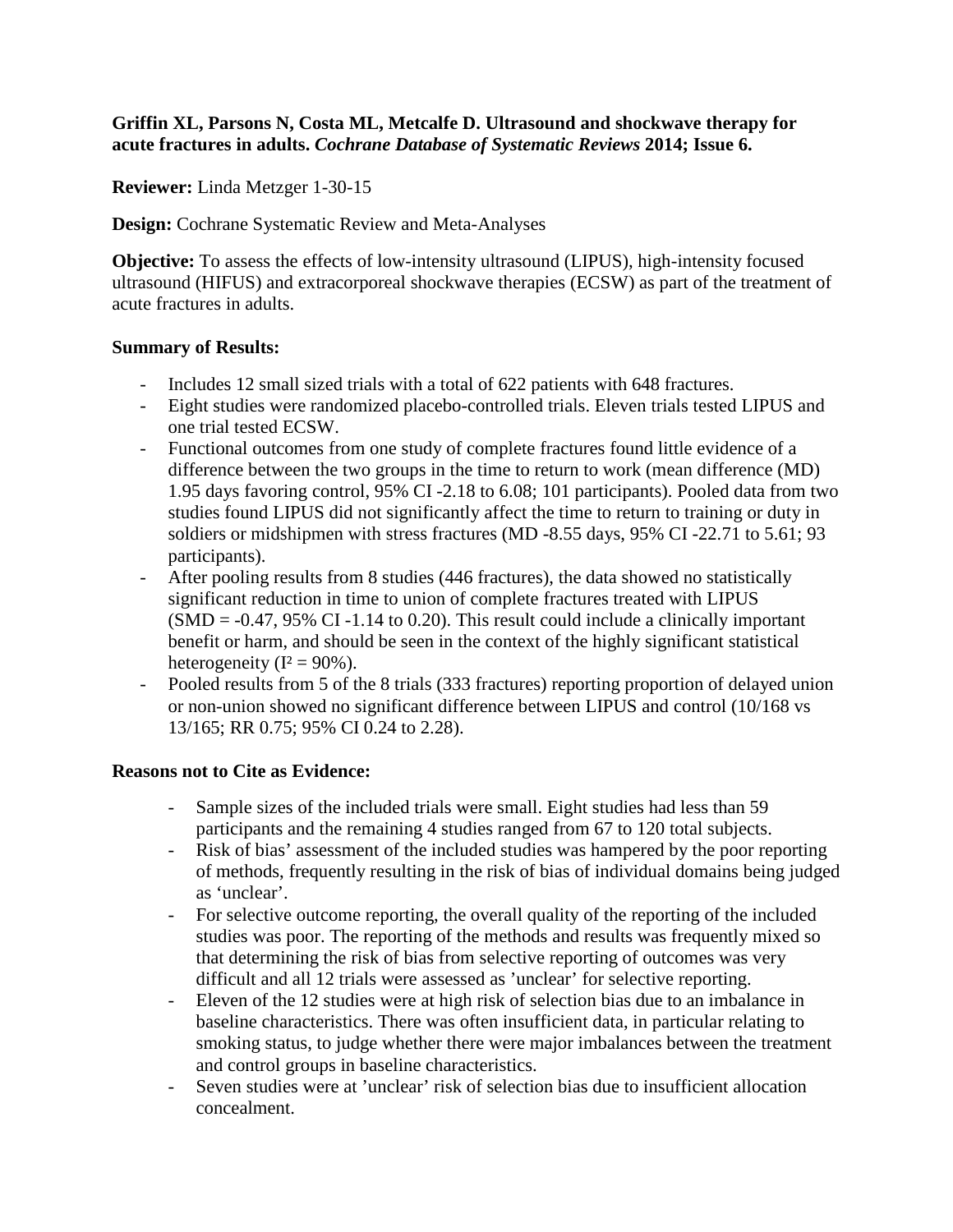**Griffin XL, Parsons N, Costa ML, Metcalfe D. Ultrasound and shockwave therapy for acute fractures in adults.** ***Cochrane Database of Systematic Reviews*** **2014; Issue 6.**

**Reviewer:** Linda Metzger 1-30-15

**Design:** Cochrane Systematic Review and Meta-Analyses

**Objective:** To assess the effects of low-intensity ultrasound (LIPUS), high-intensity focused ultrasound (HIFUS) and extracorporeal shockwave therapies (ECSW) as part of the treatment of acute fractures in adults.

**Summary of Results:**

- Includes 12 small sized trials with a total of 622 patients with 648 fractures.
- Eight studies were randomized placebo-controlled trials. Eleven trials tested LIPUS and one trial tested ECSW.
- Functional outcomes from one study of complete fractures found little evidence of a difference between the two groups in the time to return to work (mean difference (MD) 1.95 days favoring control, 95% CI -2.18 to 6.08; 101 participants). Pooled data from two studies found LIPUS did not significantly affect the time to return to training or duty in soldiers or midshipmen with stress fractures (MD -8.55 days, 95% CI -22.71 to 5.61; 93 participants).
- After pooling results from 8 studies (446 fractures), the data showed no statistically significant reduction in time to union of complete fractures treated with LIPUS (SMD = -0.47, 95% CI -1.14 to 0.20). This result could include a clinically important benefit or harm, and should be seen in the context of the highly significant statistical heterogeneity ($I^2 = 90\%$).
- Pooled results from 5 of the 8 trials (333 fractures) reporting proportion of delayed union or non-union showed no significant difference between LIPUS and control (10/168 vs 13/165; RR 0.75; 95% CI 0.24 to 2.28).

**Reasons not to Cite as Evidence:**

- Sample sizes of the included trials were small. Eight studies had less than 59 participants and the remaining 4 studies ranged from 67 to 120 total subjects.
- Risk of bias' assessment of the included studies was hampered by the poor reporting of methods, frequently resulting in the risk of bias of individual domains being judged as 'unclear'.
- For selective outcome reporting, the overall quality of the reporting of the included studies was poor. The reporting of the methods and results was frequently mixed so that determining the risk of bias from selective reporting of outcomes was very difficult and all 12 trials were assessed as 'unclear' for selective reporting.
- Eleven of the 12 studies were at high risk of selection bias due to an imbalance in baseline characteristics. There was often insufficient data, in particular relating to smoking status, to judge whether there were major imbalances between the treatment and control groups in baseline characteristics.
- Seven studies were at 'unclear' risk of selection bias due to insufficient allocation concealment.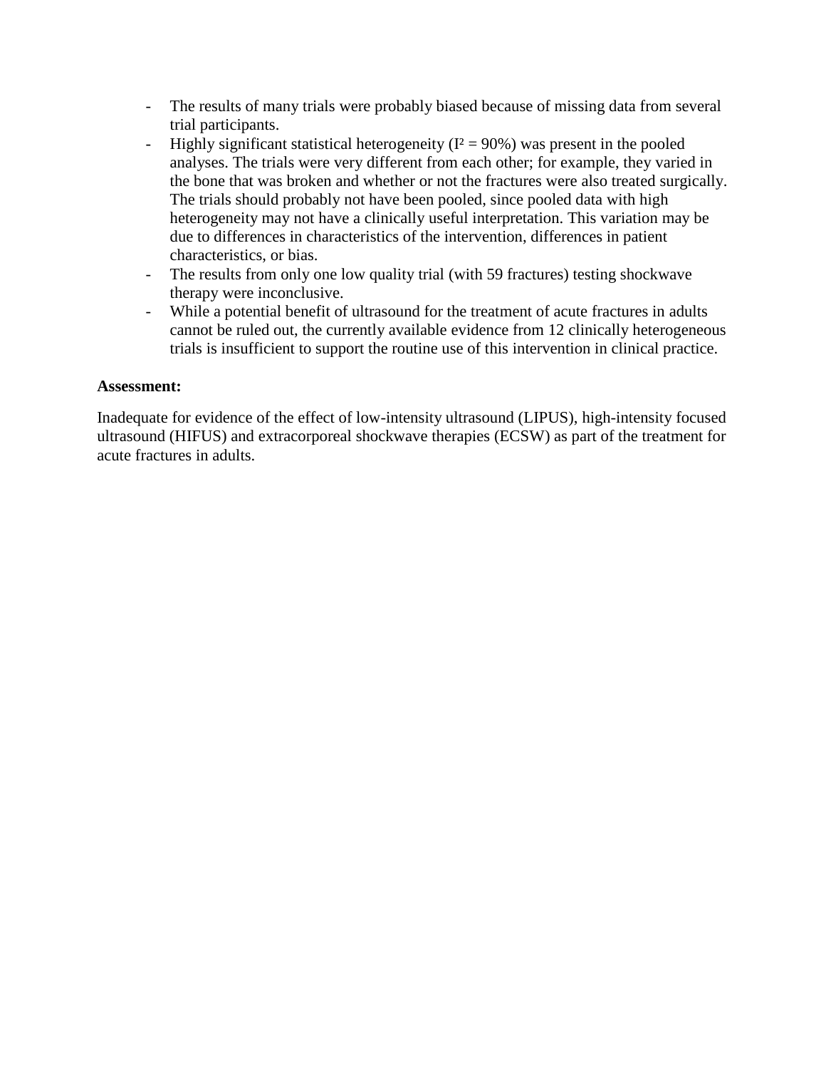- The results of many trials were probably biased because of missing data from several trial participants.
- Highly significant statistical heterogeneity ($I^2 = 90\%$) was present in the pooled analyses. The trials were very different from each other; for example, they varied in the bone that was broken and whether or not the fractures were also treated surgically. The trials should probably not have been pooled, since pooled data with high heterogeneity may not have a clinically useful interpretation. This variation may be due to differences in characteristics of the intervention, differences in patient characteristics, or bias.
- The results from only one low quality trial (with 59 fractures) testing shockwave therapy were inconclusive.
- While a potential benefit of ultrasound for the treatment of acute fractures in adults cannot be ruled out, the currently available evidence from 12 clinically heterogeneous trials is insufficient to support the routine use of this intervention in clinical practice.

**Assessment:**

Inadequate for evidence of the effect of low-intensity ultrasound (LIPUS), high-intensity focused ultrasound (HIFUS) and extracorporeal shockwave therapies (ECSW) as part of the treatment for acute fractures in adults.